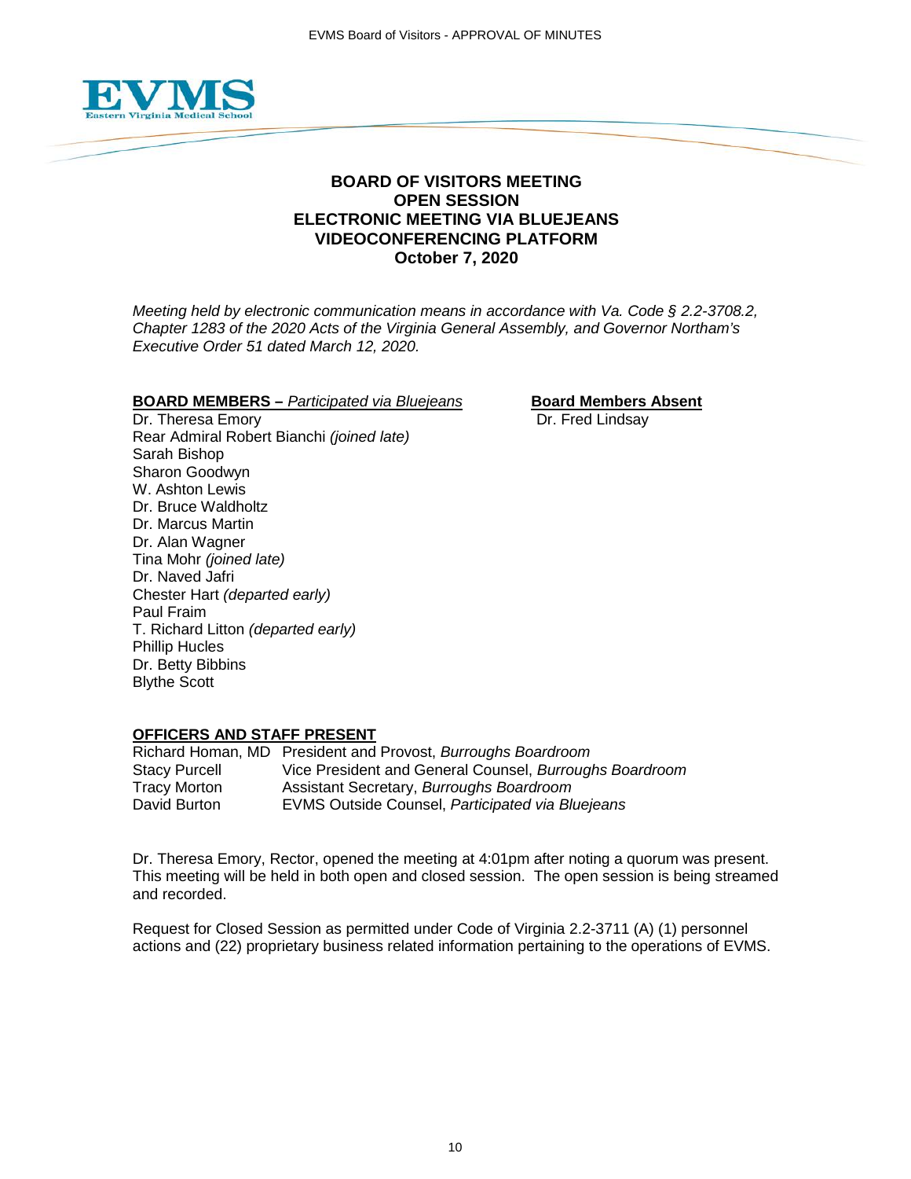**BOARD OF VISITORS MEETING**
**OPEN SESSION**
**ELECTRONIC MEETING VIA BLUEJEANS VIDEOCONFERENCING PLATFORM**
**October 7, 2020**

*Meeting held by electronic communication means in accordance with Va. Code § 2.2-3708.2, Chapter 1283 of the 2020 Acts of the Virginia General Assembly, and Governor Northam's Executive Order 51 dated March 12, 2020.*

**BOARD MEMBERS –** *Participated via Bluejeans*

Dr. Theresa Emory
Rear Admiral Robert Bianchi *(joined late)*
Sarah Bishop
Sharon Goodwyn
W. Ashton Lewis
Dr. Bruce Waldholtz
Dr. Marcus Martin
Dr. Alan Wagner
Tina Mohr *(joined late)*
Dr. Naved Jafri
Chester Hart *(departed early)*
Paul Fraim
T. Richard Litton *(departed early)*
Phillip Hucles
Dr. Betty Bibbins
Blythe Scott

**Board Members Absent**

Dr. Fred Lindsay

**OFFICERS AND STAFF PRESENT**

| | |
|---|---|
| Richard Homan, MD | President and Provost, *Burroughs Boardroom* |
| Stacy Purcell | Vice President and General Counsel, *Burroughs Boardroom* |
| Tracy Morton | Assistant Secretary, *Burroughs Boardroom* |
| David Burton | EVMS Outside Counsel, *Participated via Bluejeans* |

Dr. Theresa Emory, Rector, opened the meeting at 4:01pm after noting a quorum was present. This meeting will be held in both open and closed session. The open session is being streamed and recorded.

Request for Closed Session as permitted under Code of Virginia 2.2-3711 (A) (1) personnel actions and (22) proprietary business related information pertaining to the operations of EVMS.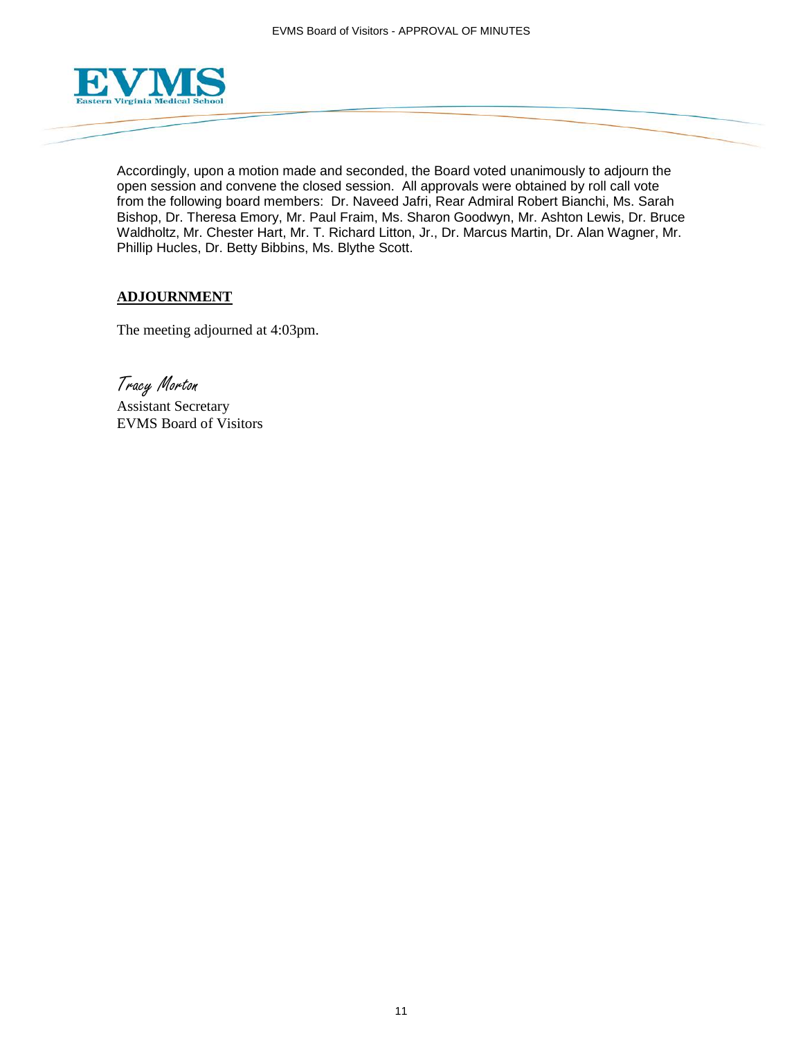Accordingly, upon a motion made and seconded, the Board voted unanimously to adjourn the open session and convene the closed session. All approvals were obtained by roll call vote from the following board members: Dr. Naveed Jafri, Rear Admiral Robert Bianchi, Ms. Sarah Bishop, Dr. Theresa Emory, Mr. Paul Fraim, Ms. Sharon Goodwyn, Mr. Ashton Lewis, Dr. Bruce Waldholtz, Mr. Chester Hart, Mr. T. Richard Litton, Jr., Dr. Marcus Martin, Dr. Alan Wagner, Mr. Phillip Hucles, Dr. Betty Bibbins, Ms. Blythe Scott.

## ADJOURNMENT

The meeting adjourned at 4:03pm.

*Tracy Morton*
Assistant Secretary
EVMS Board of Visitors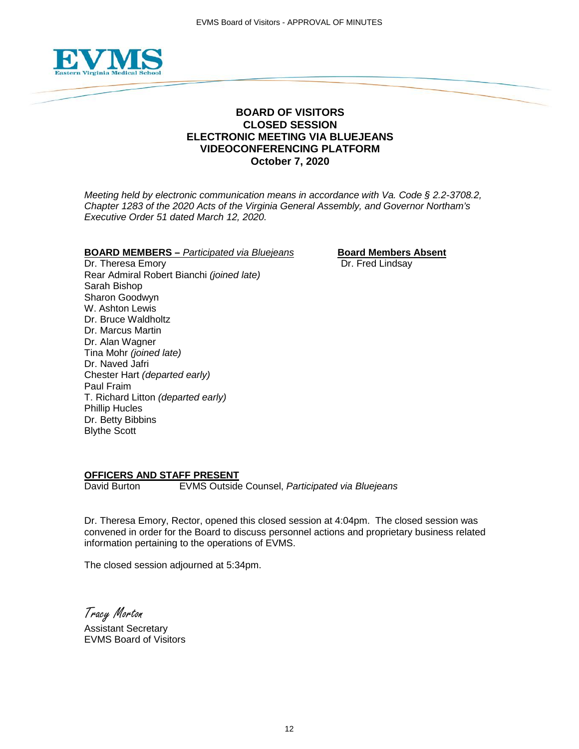# BOARD OF VISITORS
## CLOSED SESSION
## ELECTRONIC MEETING VIA BLUEJEANS VIDEOCONFERENCING PLATFORM
## October 7, 2020

*Meeting held by electronic communication means in accordance with Va. Code § 2.2-3708.2, Chapter 1283 of the 2020 Acts of the Virginia General Assembly, and Governor Northam's Executive Order 51 dated March 12, 2020.*

**BOARD MEMBERS –** *Participated via Bluejeans*

Dr. Theresa Emory
Rear Admiral Robert Bianchi *(joined late)*
Sarah Bishop
Sharon Goodwyn
W. Ashton Lewis
Dr. Bruce Waldholtz
Dr. Marcus Martin
Dr. Alan Wagner
Tina Mohr *(joined late)*
Dr. Naved Jafri
Chester Hart *(departed early)*
Paul Fraim
T. Richard Litton *(departed early)*
Phillip Hucles
Dr. Betty Bibbins
Blythe Scott

**Board Members Absent**

Dr. Fred Lindsay

**OFFICERS AND STAFF PRESENT**

David Burton — EVMS Outside Counsel, *Participated via Bluejeans*

Dr. Theresa Emory, Rector, opened this closed session at 4:04pm. The closed session was convened in order for the Board to discuss personnel actions and proprietary business related information pertaining to the operations of EVMS.

The closed session adjourned at 5:34pm.

*Tracy Morton*
Assistant Secretary
EVMS Board of Visitors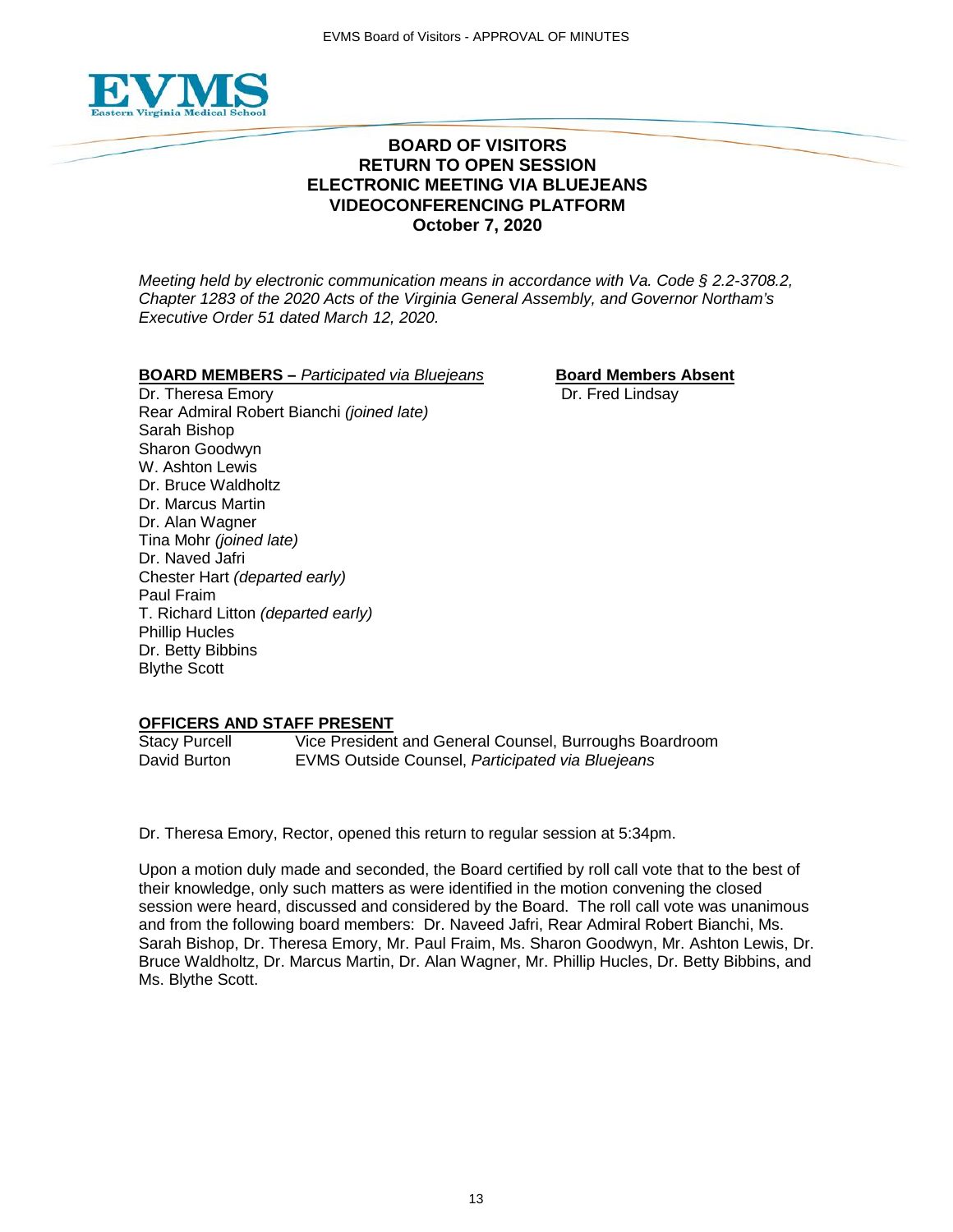# BOARD OF VISITORS
## RETURN TO OPEN SESSION
## ELECTRONIC MEETING VIA BLUEJEANS VIDEOCONFERENCING PLATFORM
## October 7, 2020

*Meeting held by electronic communication means in accordance with Va. Code § 2.2-3708.2, Chapter 1283 of the 2020 Acts of the Virginia General Assembly, and Governor Northam's Executive Order 51 dated March 12, 2020.*

**BOARD MEMBERS –** *Participated via Bluejeans*

Dr. Theresa Emory
Rear Admiral Robert Bianchi *(joined late)*
Sarah Bishop
Sharon Goodwyn
W. Ashton Lewis
Dr. Bruce Waldholtz
Dr. Marcus Martin
Dr. Alan Wagner
Tina Mohr *(joined late)*
Dr. Naved Jafri
Chester Hart *(departed early)*
Paul Fraim
T. Richard Litton *(departed early)*
Phillip Hucles
Dr. Betty Bibbins
Blythe Scott

**Board Members Absent**

Dr. Fred Lindsay

**OFFICERS AND STAFF PRESENT**

| | |
|---|---|
| Stacy Purcell | Vice President and General Counsel, Burroughs Boardroom |
| David Burton | EVMS Outside Counsel, *Participated via Bluejeans* |

Dr. Theresa Emory, Rector, opened this return to regular session at 5:34pm.

Upon a motion duly made and seconded, the Board certified by roll call vote that to the best of their knowledge, only such matters as were identified in the motion convening the closed session were heard, discussed and considered by the Board. The roll call vote was unanimous and from the following board members: Dr. Naveed Jafri, Rear Admiral Robert Bianchi, Ms. Sarah Bishop, Dr. Theresa Emory, Mr. Paul Fraim, Ms. Sharon Goodwyn, Mr. Ashton Lewis, Dr. Bruce Waldholtz, Dr. Marcus Martin, Dr. Alan Wagner, Mr. Phillip Hucles, Dr. Betty Bibbins, and Ms. Blythe Scott.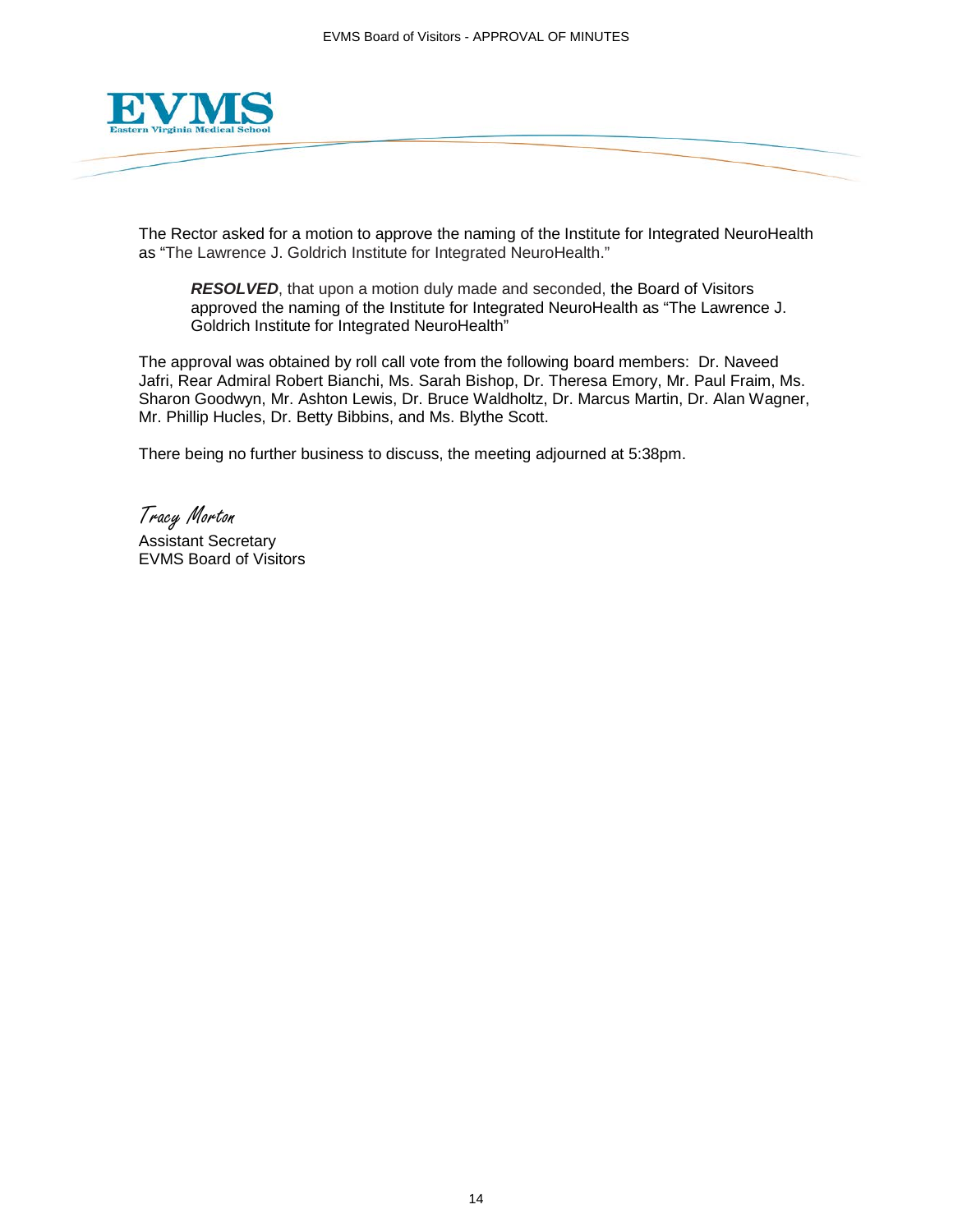The Rector asked for a motion to approve the naming of the Institute for Integrated NeuroHealth as "The Lawrence J. Goldrich Institute for Integrated NeuroHealth."

> ***RESOLVED***, that upon a motion duly made and seconded, the Board of Visitors approved the naming of the Institute for Integrated NeuroHealth as "The Lawrence J. Goldrich Institute for Integrated NeuroHealth"

The approval was obtained by roll call vote from the following board members: Dr. Naveed Jafri, Rear Admiral Robert Bianchi, Ms. Sarah Bishop, Dr. Theresa Emory, Mr. Paul Fraim, Ms. Sharon Goodwyn, Mr. Ashton Lewis, Dr. Bruce Waldholtz, Dr. Marcus Martin, Dr. Alan Wagner, Mr. Phillip Hucles, Dr. Betty Bibbins, and Ms. Blythe Scott.

There being no further business to discuss, the meeting adjourned at 5:38pm.

*Tracy Morton*

Assistant Secretary
EVMS Board of Visitors